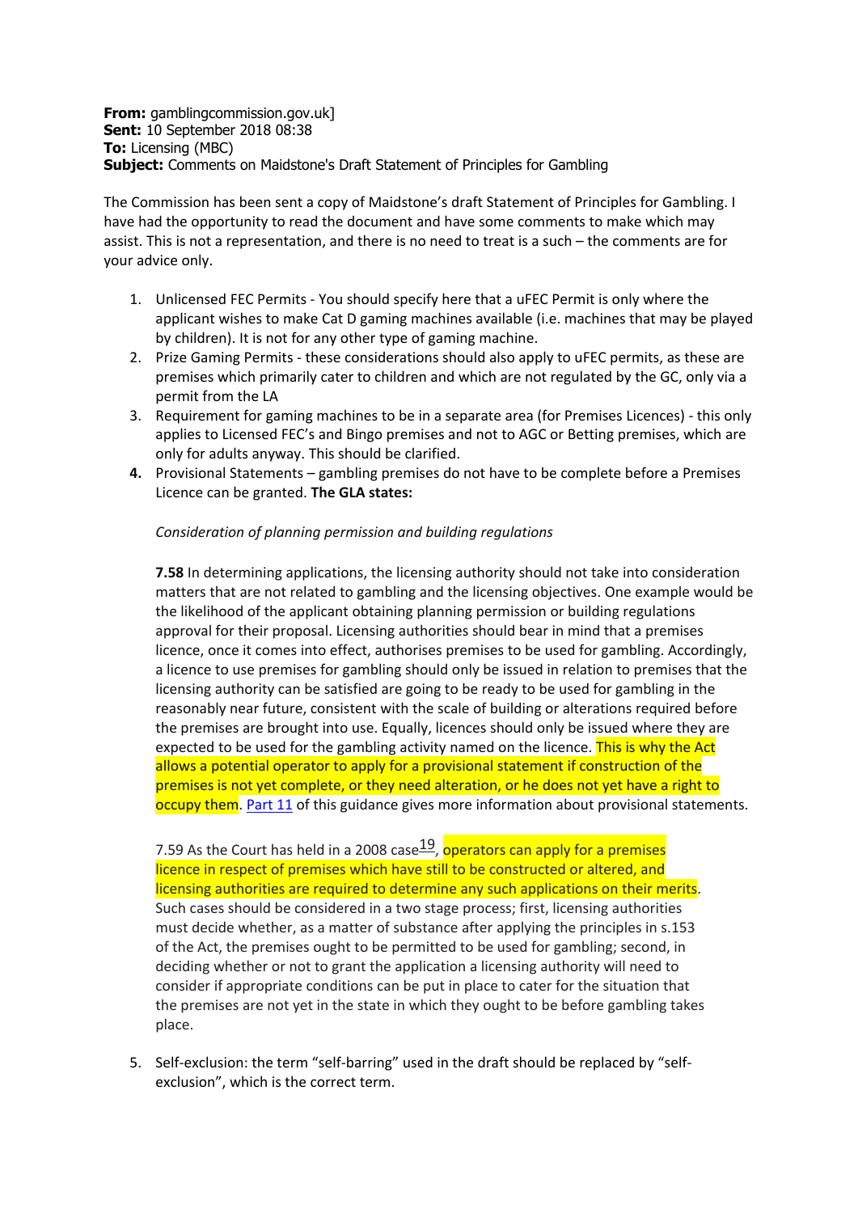**From:** gamblingcommission.gov.uk]
**Sent:** 10 September 2018 08:38
**To:** Licensing (MBC)
**Subject:** Comments on Maidstone's Draft Statement of Principles for Gambling

The Commission has been sent a copy of Maidstone's draft Statement of Principles for Gambling. I have had the opportunity to read the document and have some comments to make which may assist. This is not a representation, and there is no need to treat is a such – the comments are for your advice only.

1. Unlicensed FEC Permits - You should specify here that a uFEC Permit is only where the applicant wishes to make Cat D gaming machines available (i.e. machines that may be played by children). It is not for any other type of gaming machine.
2. Prize Gaming Permits - these considerations should also apply to uFEC permits, as these are premises which primarily cater to children and which are not regulated by the GC, only via a permit from the LA
3. Requirement for gaming machines to be in a separate area (for Premises Licences) - this only applies to Licensed FEC's and Bingo premises and not to AGC or Betting premises, which are only for adults anyway. This should be clarified.
4. Provisional Statements – gambling premises do not have to be complete before a Premises Licence can be granted. **The GLA states:**

   *Consideration of planning permission and building regulations*

   **7.58** In determining applications, the licensing authority should not take into consideration matters that are not related to gambling and the licensing objectives. One example would be the likelihood of the applicant obtaining planning permission or building regulations approval for their proposal. Licensing authorities should bear in mind that a premises licence, once it comes into effect, authorises premises to be used for gambling. Accordingly, a licence to use premises for gambling should only be issued in relation to premises that the licensing authority can be satisfied are going to be ready to be used for gambling in the reasonably near future, consistent with the scale of building or alterations required before the premises are brought into use. Equally, licences should only be issued where they are expected to be used for the gambling activity named on the licence. This is why the Act allows a potential operator to apply for a provisional statement if construction of the premises is not yet complete, or they need alteration, or he does not yet have a right to occupy them. Part 11 of this guidance gives more information about provisional statements.

   7.59 As the Court has held in a 2008 case[19], operators can apply for a premises licence in respect of premises which have still to be constructed or altered, and licensing authorities are required to determine any such applications on their merits. Such cases should be considered in a two stage process; first, licensing authorities must decide whether, as a matter of substance after applying the principles in s.153 of the Act, the premises ought to be permitted to be used for gambling; second, in deciding whether or not to grant the application a licensing authority will need to consider if appropriate conditions can be put in place to cater for the situation that the premises are not yet in the state in which they ought to be before gambling takes place.

5. Self-exclusion: the term "self-barring" used in the draft should be replaced by "self-exclusion", which is the correct term.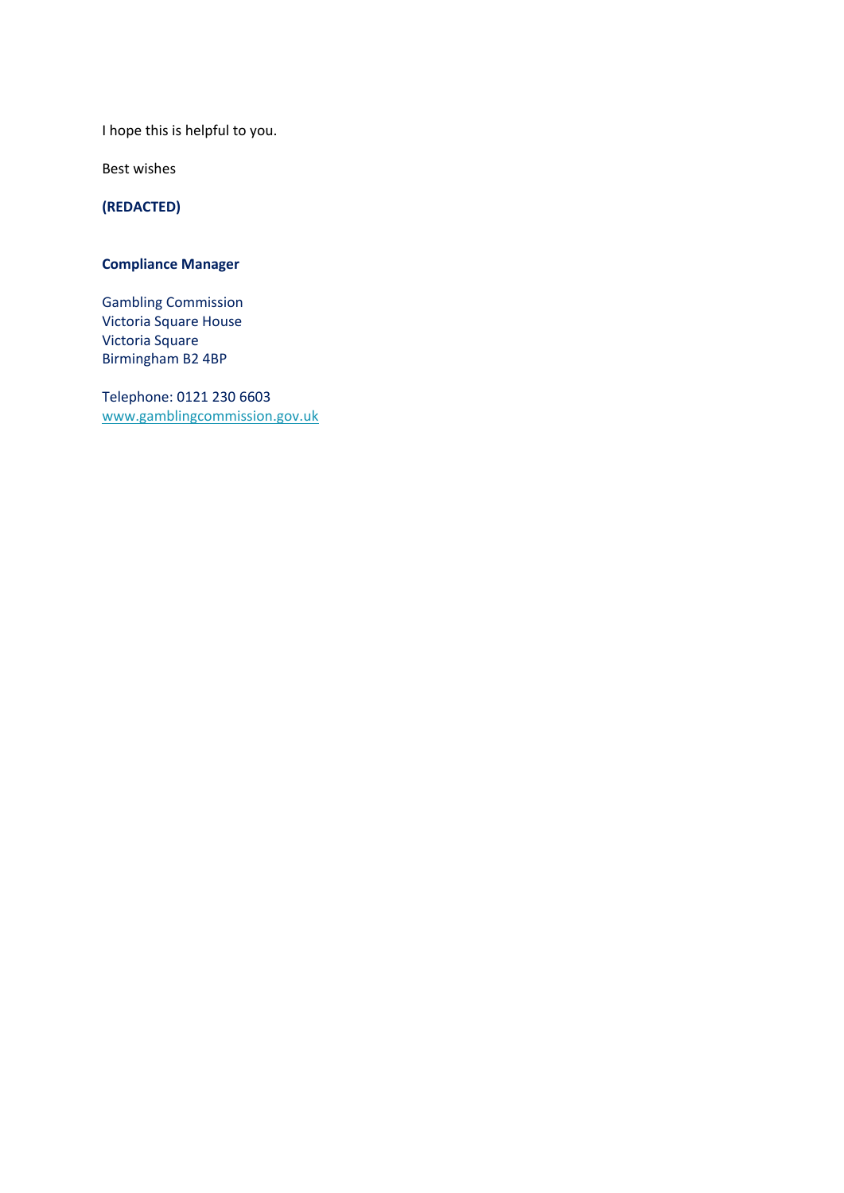I hope this is helpful to you.

Best wishes

**(REDACTED)**

**Compliance Manager**

Gambling Commission
Victoria Square House
Victoria Square
Birmingham B2 4BP

Telephone: 0121 230 6603
www.gamblingcommission.gov.uk